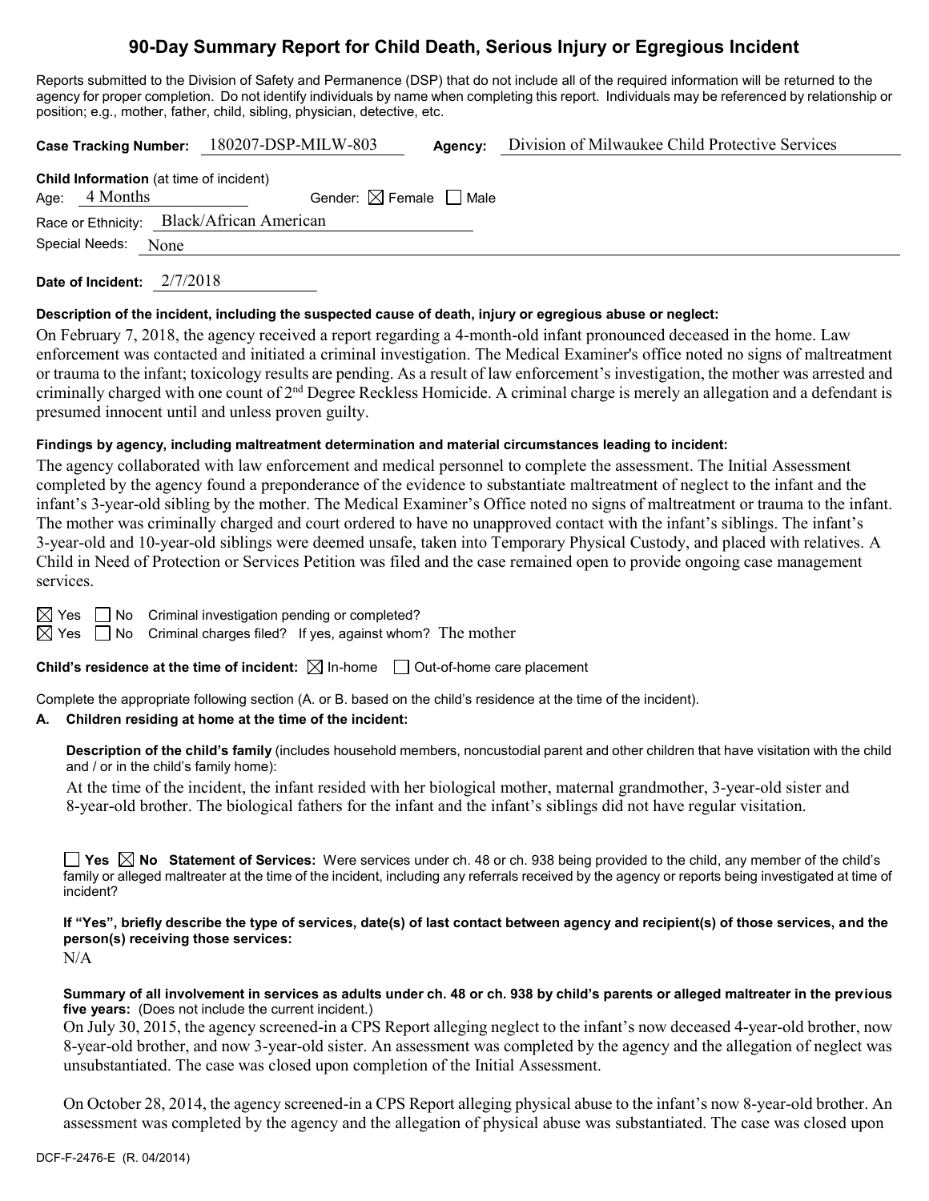# 90-Day Summary Report for Child Death, Serious Injury or Egregious Incident

Reports submitted to the Division of Safety and Permanence (DSP) that do not include all of the required information will be returned to the agency for proper completion. Do not identify individuals by name when completing this report. Individuals may be referenced by relationship or position; e.g., mother, father, child, sibling, physician, detective, etc.

**Case Tracking Number:** 180207-DSP-MILW-803 **Agency:** Division of Milwaukee Child Protective Services

**Child Information** (at time of incident)

Age: 4 Months Gender: ☒ Female ☐ Male

Race or Ethnicity: Black/African American

Special Needs: None

**Date of Incident:** 2/7/2018

**Description of the incident, including the suspected cause of death, injury or egregious abuse or neglect:**

On February 7, 2018, the agency received a report regarding a 4-month-old infant pronounced deceased in the home. Law enforcement was contacted and initiated a criminal investigation. The Medical Examiner's office noted no signs of maltreatment or trauma to the infant; toxicology results are pending. As a result of law enforcement's investigation, the mother was arrested and criminally charged with one count of 2nd Degree Reckless Homicide. A criminal charge is merely an allegation and a defendant is presumed innocent until and unless proven guilty.

**Findings by agency, including maltreatment determination and material circumstances leading to incident:**

The agency collaborated with law enforcement and medical personnel to complete the assessment. The Initial Assessment completed by the agency found a preponderance of the evidence to substantiate maltreatment of neglect to the infant and the infant's 3-year-old sibling by the mother. The Medical Examiner's Office noted no signs of maltreatment or trauma to the infant. The mother was criminally charged and court ordered to have no unapproved contact with the infant's siblings. The infant's 3-year-old and 10-year-old siblings were deemed unsafe, taken into Temporary Physical Custody, and placed with relatives. A Child in Need of Protection or Services Petition was filed and the case remained open to provide ongoing case management services.

☒ Yes ☐ No Criminal investigation pending or completed?

☒ Yes ☐ No Criminal charges filed? If yes, against whom? The mother

**Child's residence at the time of incident:** ☒ In-home ☐ Out-of-home care placement

Complete the appropriate following section (A. or B. based on the child's residence at the time of the incident).

**A. Children residing at home at the time of the incident:**

**Description of the child's family** (includes household members, noncustodial parent and other children that have visitation with the child and / or in the child's family home):

At the time of the incident, the infant resided with her biological mother, maternal grandmother, 3-year-old sister and 8-year-old brother. The biological fathers for the infant and the infant's siblings did not have regular visitation.

☐ **Yes** ☒ **No Statement of Services:** Were services under ch. 48 or ch. 938 being provided to the child, any member of the child's family or alleged maltreater at the time of the incident, including any referrals received by the agency or reports being investigated at time of incident?

**If "Yes", briefly describe the type of services, date(s) of last contact between agency and recipient(s) of those services, and the person(s) receiving those services:**

N/A

**Summary of all involvement in services as adults under ch. 48 or ch. 938 by child's parents or alleged maltreater in the previous five years:** (Does not include the current incident.)

On July 30, 2015, the agency screened-in a CPS Report alleging neglect to the infant's now deceased 4-year-old brother, now 8-year-old brother, and now 3-year-old sister. An assessment was completed by the agency and the allegation of neglect was unsubstantiated. The case was closed upon completion of the Initial Assessment.

On October 28, 2014, the agency screened-in a CPS Report alleging physical abuse to the infant's now 8-year-old brother. An assessment was completed by the agency and the allegation of physical abuse was substantiated. The case was closed upon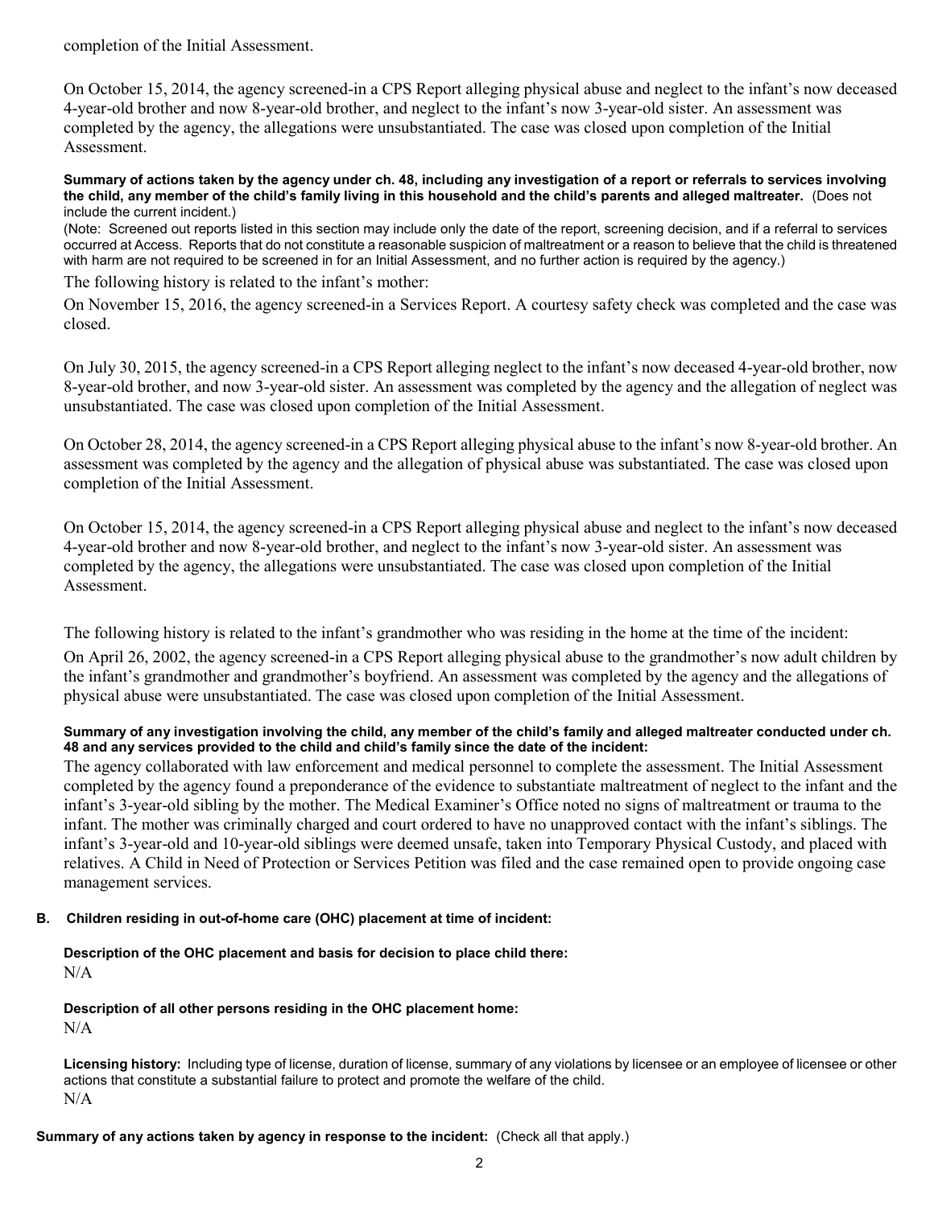completion of the Initial Assessment.

On October 15, 2014, the agency screened-in a CPS Report alleging physical abuse and neglect to the infant's now deceased 4-year-old brother and now 8-year-old brother, and neglect to the infant's now 3-year-old sister. An assessment was completed by the agency, the allegations were unsubstantiated. The case was closed upon completion of the Initial Assessment.

**Summary of actions taken by the agency under ch. 48, including any investigation of a report or referrals to services involving the child, any member of the child's family living in this household and the child's parents and alleged maltreater.** (Does not include the current incident.)

(Note: Screened out reports listed in this section may include only the date of the report, screening decision, and if a referral to services occurred at Access. Reports that do not constitute a reasonable suspicion of maltreatment or a reason to believe that the child is threatened with harm are not required to be screened in for an Initial Assessment, and no further action is required by the agency.)

The following history is related to the infant's mother:

On November 15, 2016, the agency screened-in a Services Report. A courtesy safety check was completed and the case was closed.

On July 30, 2015, the agency screened-in a CPS Report alleging neglect to the infant's now deceased 4-year-old brother, now 8-year-old brother, and now 3-year-old sister. An assessment was completed by the agency and the allegation of neglect was unsubstantiated. The case was closed upon completion of the Initial Assessment.

On October 28, 2014, the agency screened-in a CPS Report alleging physical abuse to the infant's now 8-year-old brother. An assessment was completed by the agency and the allegation of physical abuse was substantiated. The case was closed upon completion of the Initial Assessment.

On October 15, 2014, the agency screened-in a CPS Report alleging physical abuse and neglect to the infant's now deceased 4-year-old brother and now 8-year-old brother, and neglect to the infant's now 3-year-old sister. An assessment was completed by the agency, the allegations were unsubstantiated. The case was closed upon completion of the Initial Assessment.

The following history is related to the infant's grandmother who was residing in the home at the time of the incident:

On April 26, 2002, the agency screened-in a CPS Report alleging physical abuse to the grandmother's now adult children by the infant's grandmother and grandmother's boyfriend. An assessment was completed by the agency and the allegations of physical abuse were unsubstantiated. The case was closed upon completion of the Initial Assessment.

**Summary of any investigation involving the child, any member of the child's family and alleged maltreater conducted under ch. 48 and any services provided to the child and child's family since the date of the incident:**

The agency collaborated with law enforcement and medical personnel to complete the assessment. The Initial Assessment completed by the agency found a preponderance of the evidence to substantiate maltreatment of neglect to the infant and the infant's 3-year-old sibling by the mother. The Medical Examiner's Office noted no signs of maltreatment or trauma to the infant. The mother was criminally charged and court ordered to have no unapproved contact with the infant's siblings. The infant's 3-year-old and 10-year-old siblings were deemed unsafe, taken into Temporary Physical Custody, and placed with relatives. A Child in Need of Protection or Services Petition was filed and the case remained open to provide ongoing case management services.

**B. Children residing in out-of-home care (OHC) placement at time of incident:**

**Description of the OHC placement and basis for decision to place child there:**

N/A

**Description of all other persons residing in the OHC placement home:**

N/A

**Licensing history:** Including type of license, duration of license, summary of any violations by licensee or an employee of licensee or other actions that constitute a substantial failure to protect and promote the welfare of the child.

N/A

**Summary of any actions taken by agency in response to the incident:** (Check all that apply.)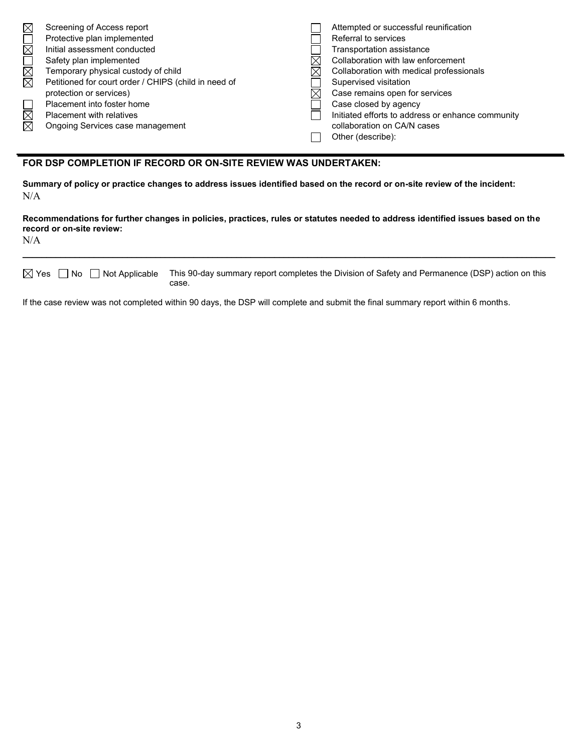- [x] Screening of Access report
- [ ] Protective plan implemented
- [x] Initial assessment conducted
- [ ] Safety plan implemented
- [x] Temporary physical custody of child
- [x] Petitioned for court order / CHIPS (child in need of protection or services)
- [ ] Placement into foster home
- [x] Placement with relatives
- [x] Ongoing Services case management
- [ ] Attempted or successful reunification
- [ ] Referral to services
- [ ] Transportation assistance
- [x] Collaboration with law enforcement
- [x] Collaboration with medical professionals
- [ ] Supervised visitation
- [x] Case remains open for services
- [ ] Case closed by agency
- [ ] Initiated efforts to address or enhance community collaboration on CA/N cases
- [ ] Other (describe):

---

## FOR DSP COMPLETION IF RECORD OR ON-SITE REVIEW WAS UNDERTAKEN:

**Summary of policy or practice changes to address issues identified based on the record or on-site review of the incident:**

N/A

**Recommendations for further changes in policies, practices, rules or statutes needed to address identified issues based on the record or on-site review:**

N/A

---

[x] Yes [ ] No [ ] Not Applicable — This 90-day summary report completes the Division of Safety and Permanence (DSP) action on this case.

If the case review was not completed within 90 days, the DSP will complete and submit the final summary report within 6 months.